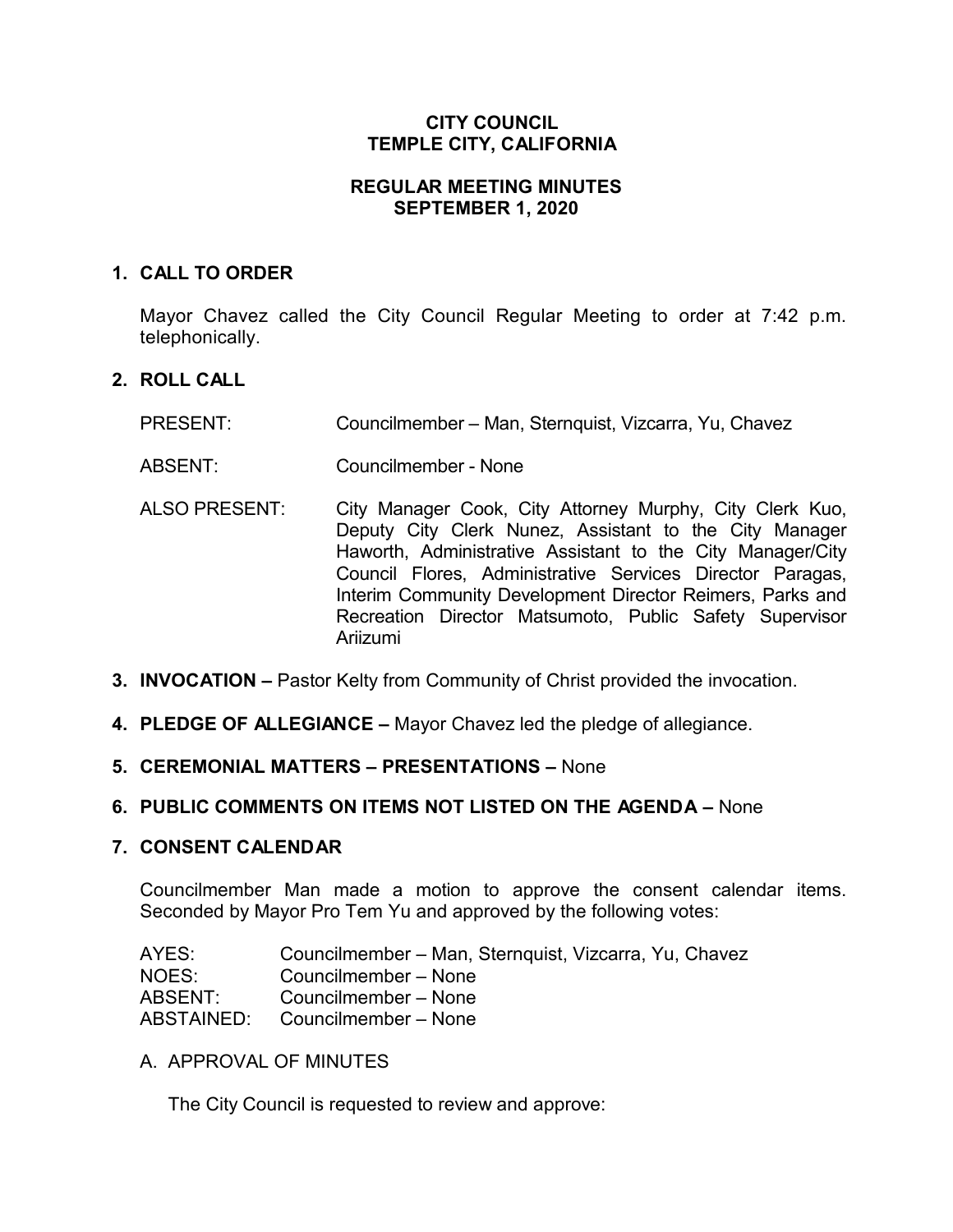# CITY COUNCIL
# TEMPLE CITY, CALIFORNIA

## REGULAR MEETING MINUTES
## SEPTEMBER 1, 2020

**1. CALL TO ORDER**

Mayor Chavez called the City Council Regular Meeting to order at 7:42 p.m. telephonically.

**2. ROLL CALL**

| | |
|---|---|
| PRESENT: | Councilmember – Man, Sternquist, Vizcarra, Yu, Chavez |
| ABSENT: | Councilmember - None |
| ALSO PRESENT: | City Manager Cook, City Attorney Murphy, City Clerk Kuo, Deputy City Clerk Nunez, Assistant to the City Manager Haworth, Administrative Assistant to the City Manager/City Council Flores, Administrative Services Director Paragas, Interim Community Development Director Reimers, Parks and Recreation Director Matsumoto, Public Safety Supervisor Ariizumi |

**3. INVOCATION –** Pastor Kelty from Community of Christ provided the invocation.

**4. PLEDGE OF ALLEGIANCE –** Mayor Chavez led the pledge of allegiance.

**5. CEREMONIAL MATTERS – PRESENTATIONS –** None

**6. PUBLIC COMMENTS ON ITEMS NOT LISTED ON THE AGENDA –** None

**7. CONSENT CALENDAR**

Councilmember Man made a motion to approve the consent calendar items. Seconded by Mayor Pro Tem Yu and approved by the following votes:

| | |
|---|---|
| AYES: | Councilmember – Man, Sternquist, Vizcarra, Yu, Chavez |
| NOES: | Councilmember – None |
| ABSENT: | Councilmember – None |
| ABSTAINED: | Councilmember – None |

A. APPROVAL OF MINUTES

The City Council is requested to review and approve: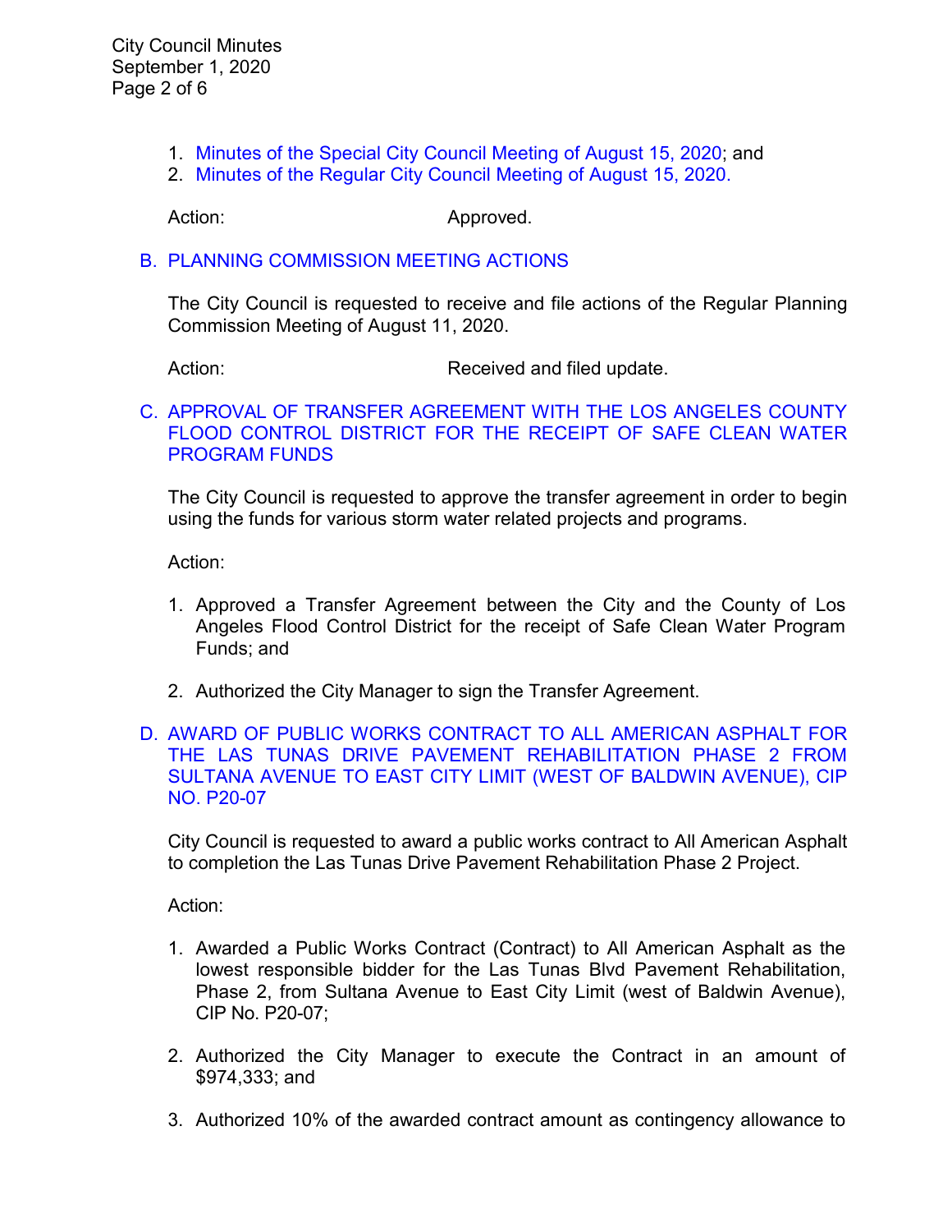1. Minutes of the Special City Council Meeting of August 15, 2020; and
2. Minutes of the Regular City Council Meeting of August 15, 2020.

Action: Approved.

### B. PLANNING COMMISSION MEETING ACTIONS

The City Council is requested to receive and file actions of the Regular Planning Commission Meeting of August 11, 2020.

Action: Received and filed update.

### C. APPROVAL OF TRANSFER AGREEMENT WITH THE LOS ANGELES COUNTY FLOOD CONTROL DISTRICT FOR THE RECEIPT OF SAFE CLEAN WATER PROGRAM FUNDS

The City Council is requested to approve the transfer agreement in order to begin using the funds for various storm water related projects and programs.

Action:

1. Approved a Transfer Agreement between the City and the County of Los Angeles Flood Control District for the receipt of Safe Clean Water Program Funds; and

2. Authorized the City Manager to sign the Transfer Agreement.

### D. AWARD OF PUBLIC WORKS CONTRACT TO ALL AMERICAN ASPHALT FOR THE LAS TUNAS DRIVE PAVEMENT REHABILITATION PHASE 2 FROM SULTANA AVENUE TO EAST CITY LIMIT (WEST OF BALDWIN AVENUE), CIP NO. P20-07

City Council is requested to award a public works contract to All American Asphalt to completion the Las Tunas Drive Pavement Rehabilitation Phase 2 Project.

Action:

1. Awarded a Public Works Contract (Contract) to All American Asphalt as the lowest responsible bidder for the Las Tunas Blvd Pavement Rehabilitation, Phase 2, from Sultana Avenue to East City Limit (west of Baldwin Avenue), CIP No. P20-07;

2. Authorized the City Manager to execute the Contract in an amount of $974,333; and

3. Authorized 10% of the awarded contract amount as contingency allowance to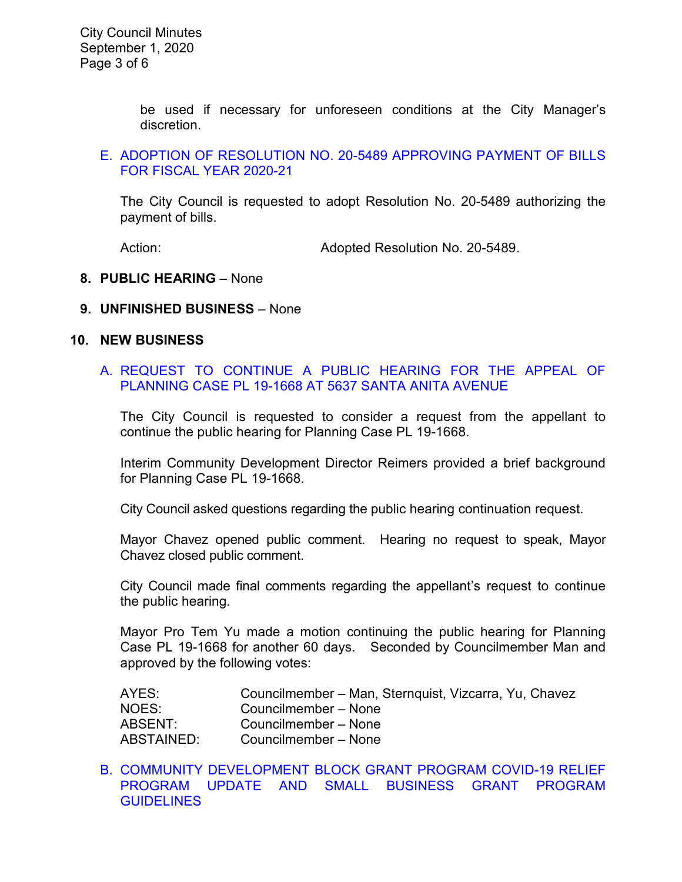be used if necessary for unforeseen conditions at the City Manager's discretion.

E. ADOPTION OF RESOLUTION NO. 20-5489 APPROVING PAYMENT OF BILLS FOR FISCAL YEAR 2020-21

The City Council is requested to adopt Resolution No. 20-5489 authorizing the payment of bills.

Action: Adopted Resolution No. 20-5489.

**8. PUBLIC HEARING** – None

**9. UNFINISHED BUSINESS** – None

**10. NEW BUSINESS**

A. REQUEST TO CONTINUE A PUBLIC HEARING FOR THE APPEAL OF PLANNING CASE PL 19-1668 AT 5637 SANTA ANITA AVENUE

The City Council is requested to consider a request from the appellant to continue the public hearing for Planning Case PL 19-1668.

Interim Community Development Director Reimers provided a brief background for Planning Case PL 19-1668.

City Council asked questions regarding the public hearing continuation request.

Mayor Chavez opened public comment. Hearing no request to speak, Mayor Chavez closed public comment.

City Council made final comments regarding the appellant's request to continue the public hearing.

Mayor Pro Tem Yu made a motion continuing the public hearing for Planning Case PL 19-1668 for another 60 days. Seconded by Councilmember Man and approved by the following votes:

| | |
|---|---|
| AYES: | Councilmember – Man, Sternquist, Vizcarra, Yu, Chavez |
| NOES: | Councilmember – None |
| ABSENT: | Councilmember – None |
| ABSTAINED: | Councilmember – None |

B. COMMUNITY DEVELOPMENT BLOCK GRANT PROGRAM COVID-19 RELIEF PROGRAM UPDATE AND SMALL BUSINESS GRANT PROGRAM GUIDELINES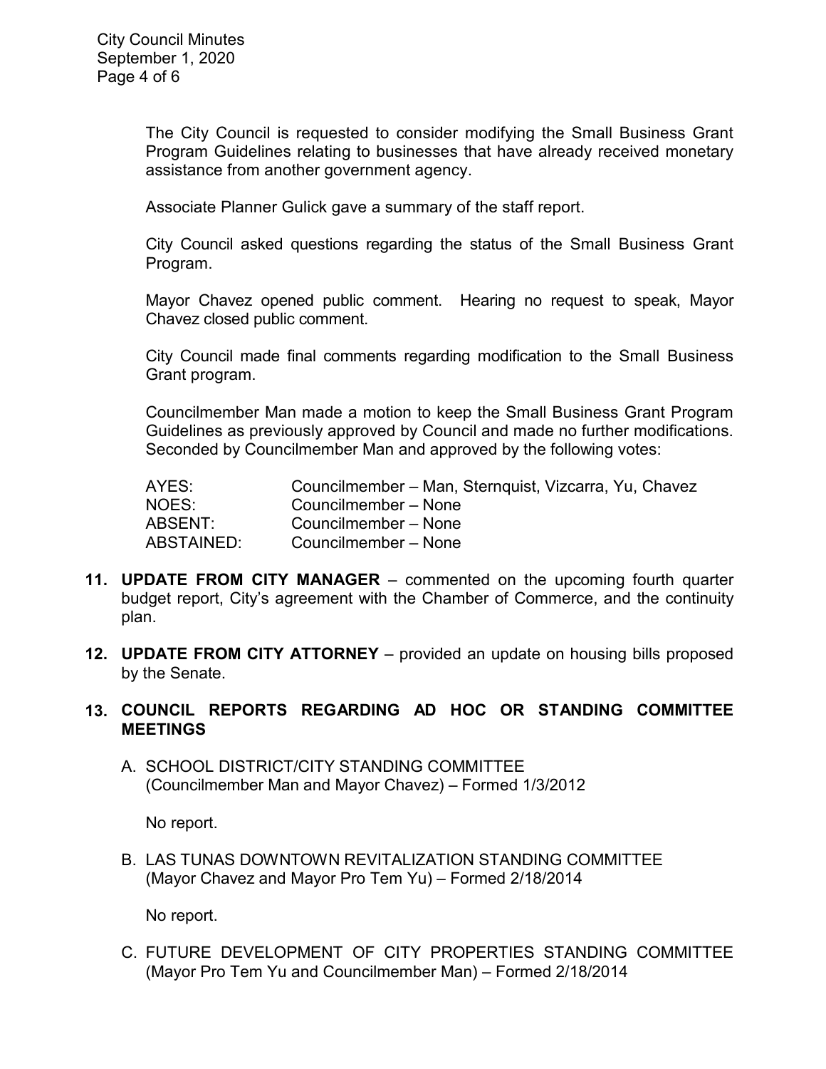The City Council is requested to consider modifying the Small Business Grant Program Guidelines relating to businesses that have already received monetary assistance from another government agency.

Associate Planner Gulick gave a summary of the staff report.

City Council asked questions regarding the status of the Small Business Grant Program.

Mayor Chavez opened public comment. Hearing no request to speak, Mayor Chavez closed public comment.

City Council made final comments regarding modification to the Small Business Grant program.

Councilmember Man made a motion to keep the Small Business Grant Program Guidelines as previously approved by Council and made no further modifications. Seconded by Councilmember Man and approved by the following votes:

| | |
|---|---|
| AYES: | Councilmember – Man, Sternquist, Vizcarra, Yu, Chavez |
| NOES: | Councilmember – None |
| ABSENT: | Councilmember – None |
| ABSTAINED: | Councilmember – None |

11. **UPDATE FROM CITY MANAGER** – commented on the upcoming fourth quarter budget report, City's agreement with the Chamber of Commerce, and the continuity plan.

12. **UPDATE FROM CITY ATTORNEY** – provided an update on housing bills proposed by the Senate.

13. **COUNCIL REPORTS REGARDING AD HOC OR STANDING COMMITTEE MEETINGS**

    A. SCHOOL DISTRICT/CITY STANDING COMMITTEE (Councilmember Man and Mayor Chavez) – Formed 1/3/2012

    No report.

    B. LAS TUNAS DOWNTOWN REVITALIZATION STANDING COMMITTEE (Mayor Chavez and Mayor Pro Tem Yu) – Formed 2/18/2014

    No report.

    C. FUTURE DEVELOPMENT OF CITY PROPERTIES STANDING COMMITTEE (Mayor Pro Tem Yu and Councilmember Man) – Formed 2/18/2014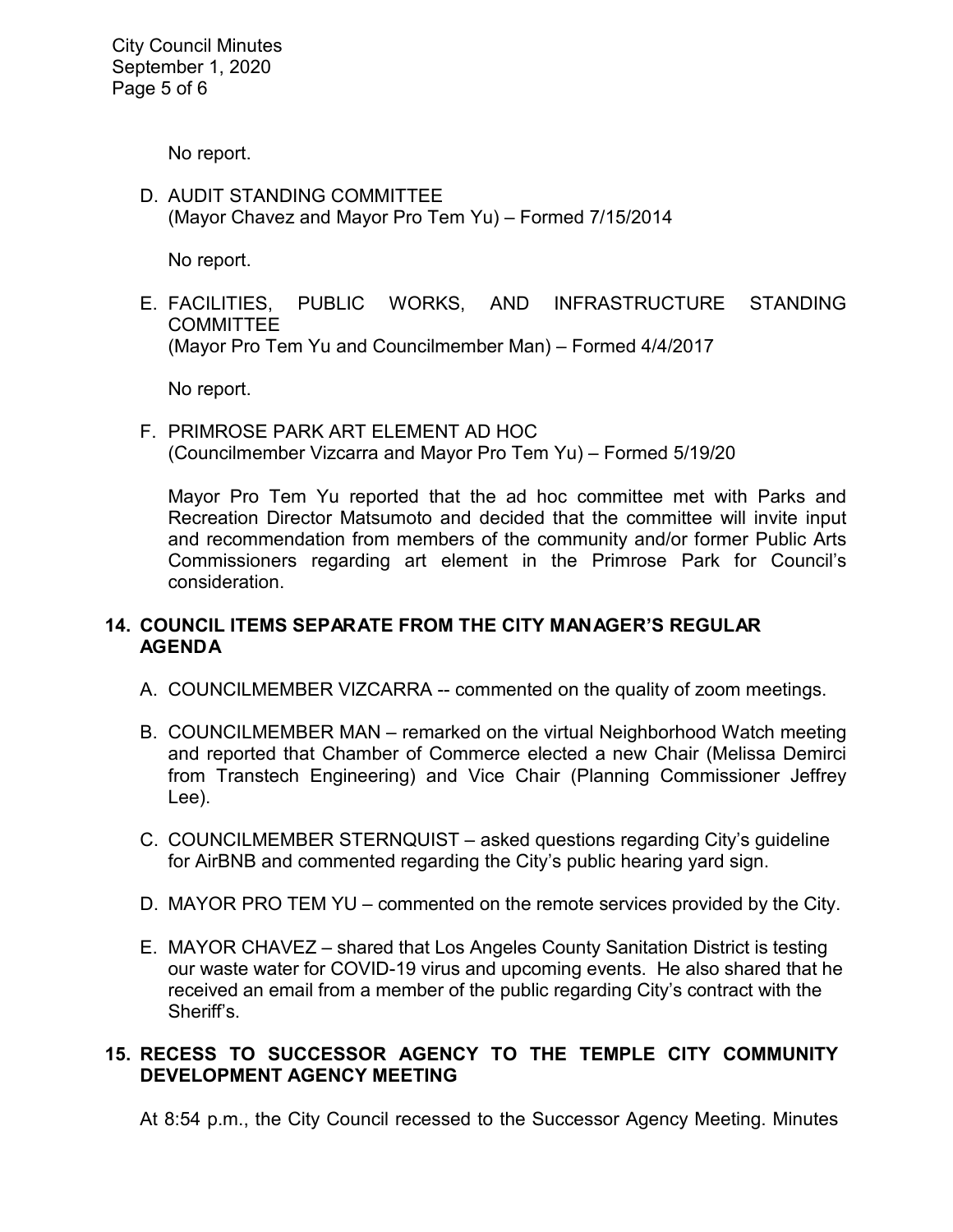No report.

D. AUDIT STANDING COMMITTEE
(Mayor Chavez and Mayor Pro Tem Yu) – Formed 7/15/2014

No report.

E. FACILITIES, PUBLIC WORKS, AND INFRASTRUCTURE STANDING COMMITTEE
(Mayor Pro Tem Yu and Councilmember Man) – Formed 4/4/2017

No report.

F. PRIMROSE PARK ART ELEMENT AD HOC
(Councilmember Vizcarra and Mayor Pro Tem Yu) – Formed 5/19/20

Mayor Pro Tem Yu reported that the ad hoc committee met with Parks and Recreation Director Matsumoto and decided that the committee will invite input and recommendation from members of the community and/or former Public Arts Commissioners regarding art element in the Primrose Park for Council's consideration.

## 14. COUNCIL ITEMS SEPARATE FROM THE CITY MANAGER'S REGULAR AGENDA

A. COUNCILMEMBER VIZCARRA -- commented on the quality of zoom meetings.

B. COUNCILMEMBER MAN – remarked on the virtual Neighborhood Watch meeting and reported that Chamber of Commerce elected a new Chair (Melissa Demirci from Transtech Engineering) and Vice Chair (Planning Commissioner Jeffrey Lee).

C. COUNCILMEMBER STERNQUIST – asked questions regarding City's guideline for AirBNB and commented regarding the City's public hearing yard sign.

D. MAYOR PRO TEM YU – commented on the remote services provided by the City.

E. MAYOR CHAVEZ – shared that Los Angeles County Sanitation District is testing our waste water for COVID-19 virus and upcoming events. He also shared that he received an email from a member of the public regarding City's contract with the Sheriff's.

## 15. RECESS TO SUCCESSOR AGENCY TO THE TEMPLE CITY COMMUNITY DEVELOPMENT AGENCY MEETING

At 8:54 p.m., the City Council recessed to the Successor Agency Meeting. Minutes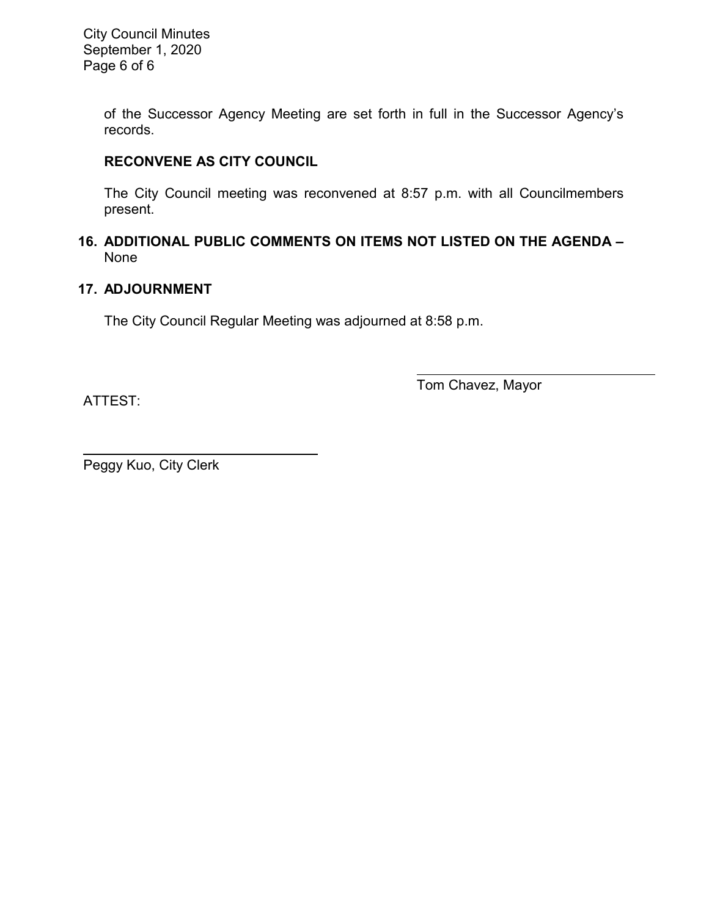of the Successor Agency Meeting are set forth in full in the Successor Agency's records.

**RECONVENE AS CITY COUNCIL**

The City Council meeting was reconvened at 8:57 p.m. with all Councilmembers present.

**16. ADDITIONAL PUBLIC COMMENTS ON ITEMS NOT LISTED ON THE AGENDA –** None

**17. ADJOURNMENT**

The City Council Regular Meeting was adjourned at 8:58 p.m.

\_\_\_\_\_\_\_\_\_\_\_\_\_\_\_\_\_\_\_\_\_\_\_\_\_\_\_\_\_\_\_\_
Tom Chavez, Mayor

ATTEST:

\_\_\_\_\_\_\_\_\_\_\_\_\_\_\_\_\_\_\_\_\_\_\_\_\_\_\_\_\_\_\_\_
Peggy Kuo, City Clerk